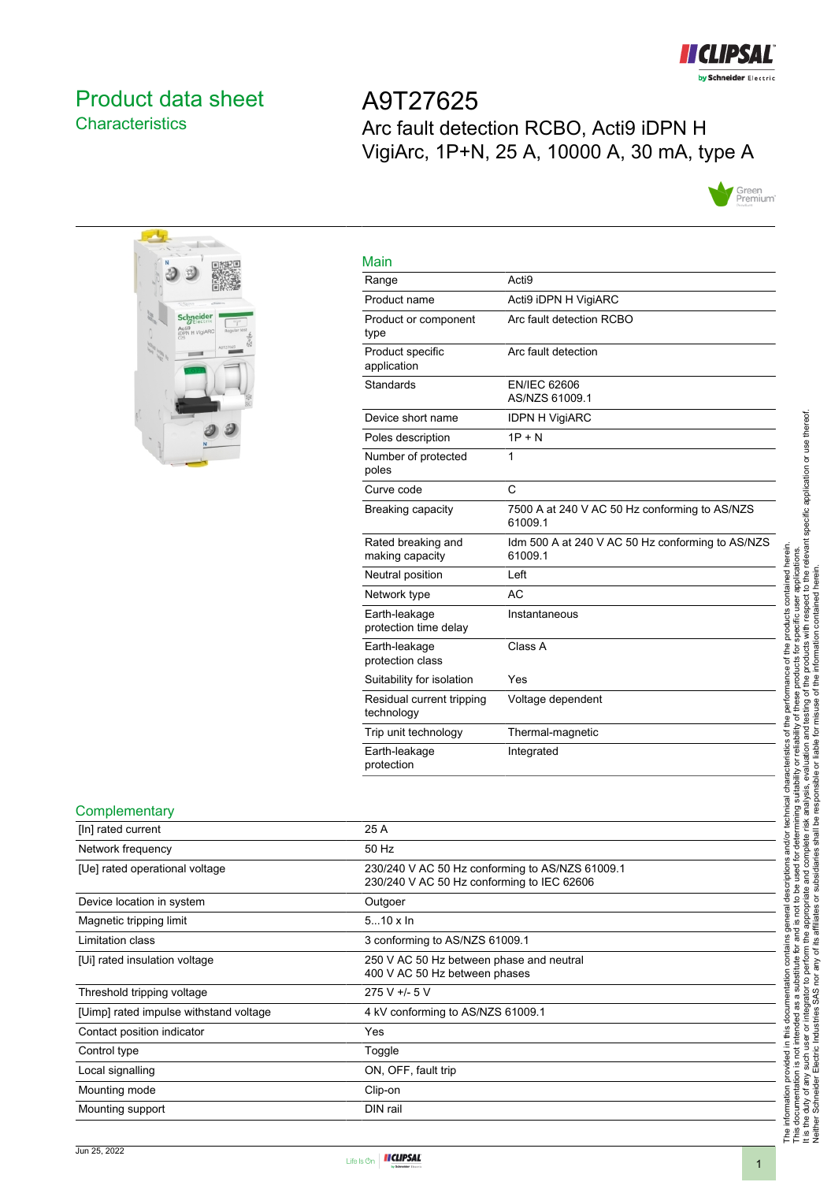# Product data sheet
## Characteristics

# A9T27625

Arc fault detection RCBO, Acti9 iDPN H VigiArc, 1P+N, 25 A, 10000 A, 30 mA, type A

## Main

| | |
|---|---|
| Range | Acti9 |
| Product name | Acti9 iDPN H VigiARC |
| Product or component type | Arc fault detection RCBO |
| Product specific application | Arc fault detection |
| Standards | EN/IEC 62606<br>AS/NZS 61009.1 |
| Device short name | IDPN H VigiARC |
| Poles description | 1P + N |
| Number of protected poles | 1 |
| Curve code | C |
| Breaking capacity | 7500 A at 240 V AC 50 Hz conforming to AS/NZS 61009.1 |
| Rated breaking and making capacity | Idm 500 A at 240 V AC 50 Hz conforming to AS/NZS 61009.1 |
| Neutral position | Left |
| Network type | AC |
| Earth-leakage protection time delay | Instantaneous |
| Earth-leakage protection class | Class A |
| Suitability for isolation | Yes |
| Residual current tripping technology | Voltage dependent |
| Trip unit technology | Thermal-magnetic |
| Earth-leakage protection | Integrated |

## Complementary

| | |
|---|---|
| [In] rated current | 25 A |
| Network frequency | 50 Hz |
| [Ue] rated operational voltage | 230/240 V AC 50 Hz conforming to AS/NZS 61009.1<br>230/240 V AC 50 Hz conforming to IEC 62606 |
| Device location in system | Outgoer |
| Magnetic tripping limit | 5...10 x In |
| Limitation class | 3 conforming to AS/NZS 61009.1 |
| [Ui] rated insulation voltage | 250 V AC 50 Hz between phase and neutral<br>400 V AC 50 Hz between phases |
| Threshold tripping voltage | 275 V +/- 5 V |
| [Uimp] rated impulse withstand voltage | 4 kV conforming to AS/NZS 61009.1 |
| Contact position indicator | Yes |
| Control type | Toggle |
| Local signalling | ON, OFF, fault trip |
| Mounting mode | Clip-on |
| Mounting support | DIN rail |

The information provided in this documentation contains general descriptions and/or technical characteristics of the performance of the products contained herein. This documentation is not intended as a substitute for and is not to be used for determining suitability or reliability of these products for specific user applications. It is the duty of any such user or integrator to perform the appropriate and complete risk analysis, evaluation and testing of the products with respect to the relevant specific application or use thereof. Neither Schneider Electric Industries SAS nor any of its affiliates or subsidiaries shall be responsible or liable for misuse of the information contained herein.

Jun 25, 2022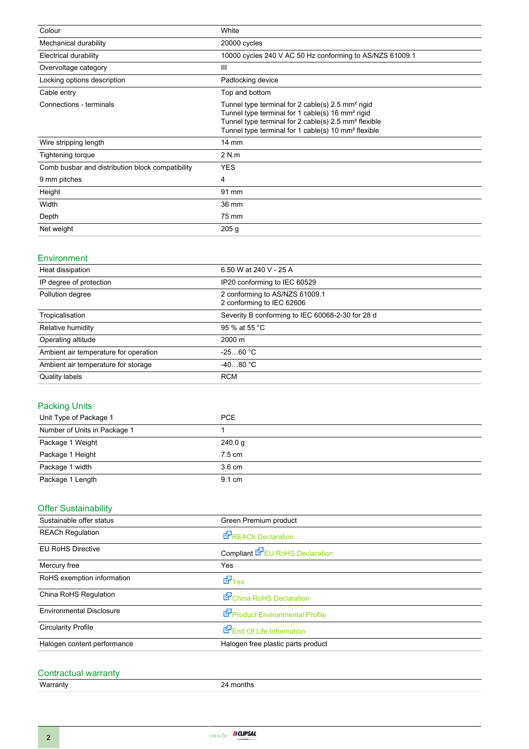| | |
|---|---|
| Colour | White |
| Mechanical durability | 20000 cycles |
| Electrical durability | 10000 cycles 240 V AC 50 Hz conforming to AS/NZS 61009.1 |
| Overvoltage category | III |
| Locking options description | Padlocking device |
| Cable entry | Top and bottom |
| Connections - terminals | Tunnel type terminal for 2 cable(s) 2.5 mm² rigid<br>Tunnel type terminal for 1 cable(s) 16 mm² rigid<br>Tunnel type terminal for 2 cable(s) 2.5 mm² flexible<br>Tunnel type terminal for 1 cable(s) 10 mm² flexible |
| Wire stripping length | 14 mm |
| Tightening torque | 2 N.m |
| Comb busbar and distribution block compatibility | YES |
| 9 mm pitches | 4 |
| Height | 91 mm |
| Width | 36 mm |
| Depth | 75 mm |
| Net weight | 205 g |

## Environment

| | |
|---|---|
| Heat dissipation | 6.50 W at 240 V - 25 A |
| IP degree of protection | IP20 conforming to IEC 60529 |
| Pollution degree | 2 conforming to AS/NZS 61009.1<br>2 conforming to IEC 62606 |
| Tropicalisation | Severity B conforming to IEC 60068-2-30 for 28 d |
| Relative humidity | 95 % at 55 °C |
| Operating altitude | 2000 m |
| Ambient air temperature for operation | -25…60 °C |
| Ambient air temperature for storage | -40…80 °C |
| Quality labels | RCM |

## Packing Units

| | |
|---|---|
| Unit Type of Package 1 | PCE |
| Number of Units in Package 1 | 1 |
| Package 1 Weight | 240.0 g |
| Package 1 Height | 7.5 cm |
| Package 1 width | 3.6 cm |
| Package 1 Length | 9.1 cm |

## Offer Sustainability

| | |
|---|---|
| Sustainable offer status | Green Premium product |
| REACh Regulation | REACh Declaration |
| EU RoHS Directive | Compliant EU RoHS Declaration |
| Mercury free | Yes |
| RoHS exemption information | Yes |
| China RoHS Regulation | China RoHS Declaration |
| Environmental Disclosure | Product Environmental Profile |
| Circularity Profile | End Of Life Information |
| Halogen content performance | Halogen free plastic parts product |

## Contractual warranty

| | |
|---|---|
| Warranty | 24 months |